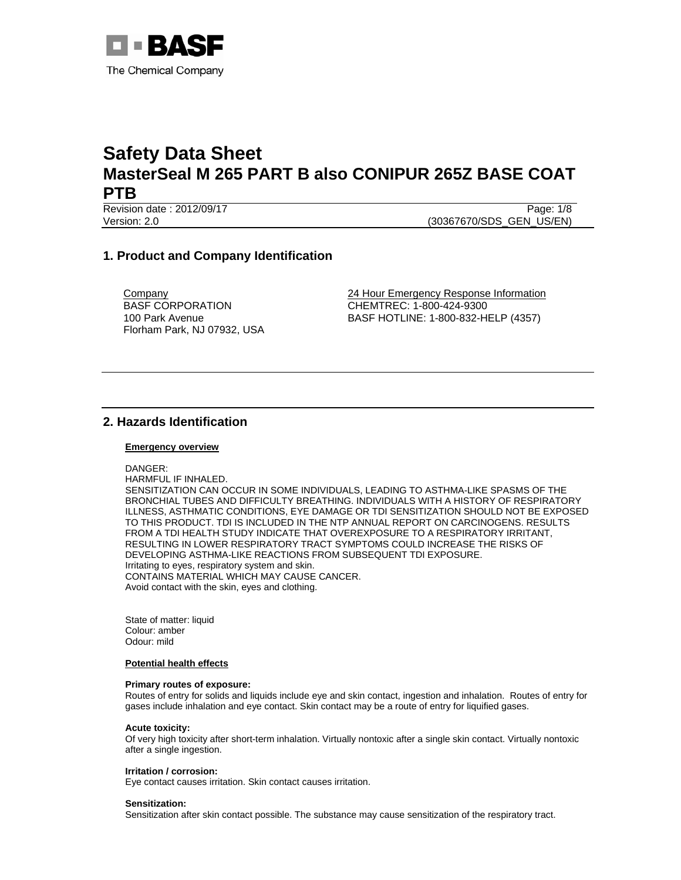BASF
The Chemical Company

# Safety Data Sheet
# MasterSeal M 265 PART B also CONIPUR 265Z BASE COAT PTB

Revision date : 2012/09/17
Version: 2.0
(30367670/SDS_GEN_US/EN)

## 1. Product and Company Identification

Company
BASF CORPORATION
100 Park Avenue
Florham Park, NJ 07932, USA

24 Hour Emergency Response Information
CHEMTREC: 1-800-424-9300
BASF HOTLINE: 1-800-832-HELP (4357)

## 2. Hazards Identification

**Emergency overview**

DANGER:
HARMFUL IF INHALED.
SENSITIZATION CAN OCCUR IN SOME INDIVIDUALS, LEADING TO ASTHMA-LIKE SPASMS OF THE BRONCHIAL TUBES AND DIFFICULTY BREATHING. INDIVIDUALS WITH A HISTORY OF RESPIRATORY ILLNESS, ASTHMATIC CONDITIONS, EYE DAMAGE OR TDI SENSITIZATION SHOULD NOT BE EXPOSED TO THIS PRODUCT. TDI IS INCLUDED IN THE NTP ANNUAL REPORT ON CARCINOGENS. RESULTS FROM A TDI HEALTH STUDY INDICATE THAT OVEREXPOSURE TO A RESPIRATORY IRRITANT, RESULTING IN LOWER RESPIRATORY TRACT SYMPTOMS COULD INCREASE THE RISKS OF DEVELOPING ASTHMA-LIKE REACTIONS FROM SUBSEQUENT TDI EXPOSURE.
Irritating to eyes, respiratory system and skin.
CONTAINS MATERIAL WHICH MAY CAUSE CANCER.
Avoid contact with the skin, eyes and clothing.

State of matter: liquid
Colour: amber
Odour: mild

**Potential health effects**

**Primary routes of exposure:**
Routes of entry for solids and liquids include eye and skin contact, ingestion and inhalation. Routes of entry for gases include inhalation and eye contact. Skin contact may be a route of entry for liquified gases.

**Acute toxicity:**
Of very high toxicity after short-term inhalation. Virtually nontoxic after a single skin contact. Virtually nontoxic after a single ingestion.

**Irritation / corrosion:**
Eye contact causes irritation. Skin contact causes irritation.

**Sensitization:**
Sensitization after skin contact possible. The substance may cause sensitization of the respiratory tract.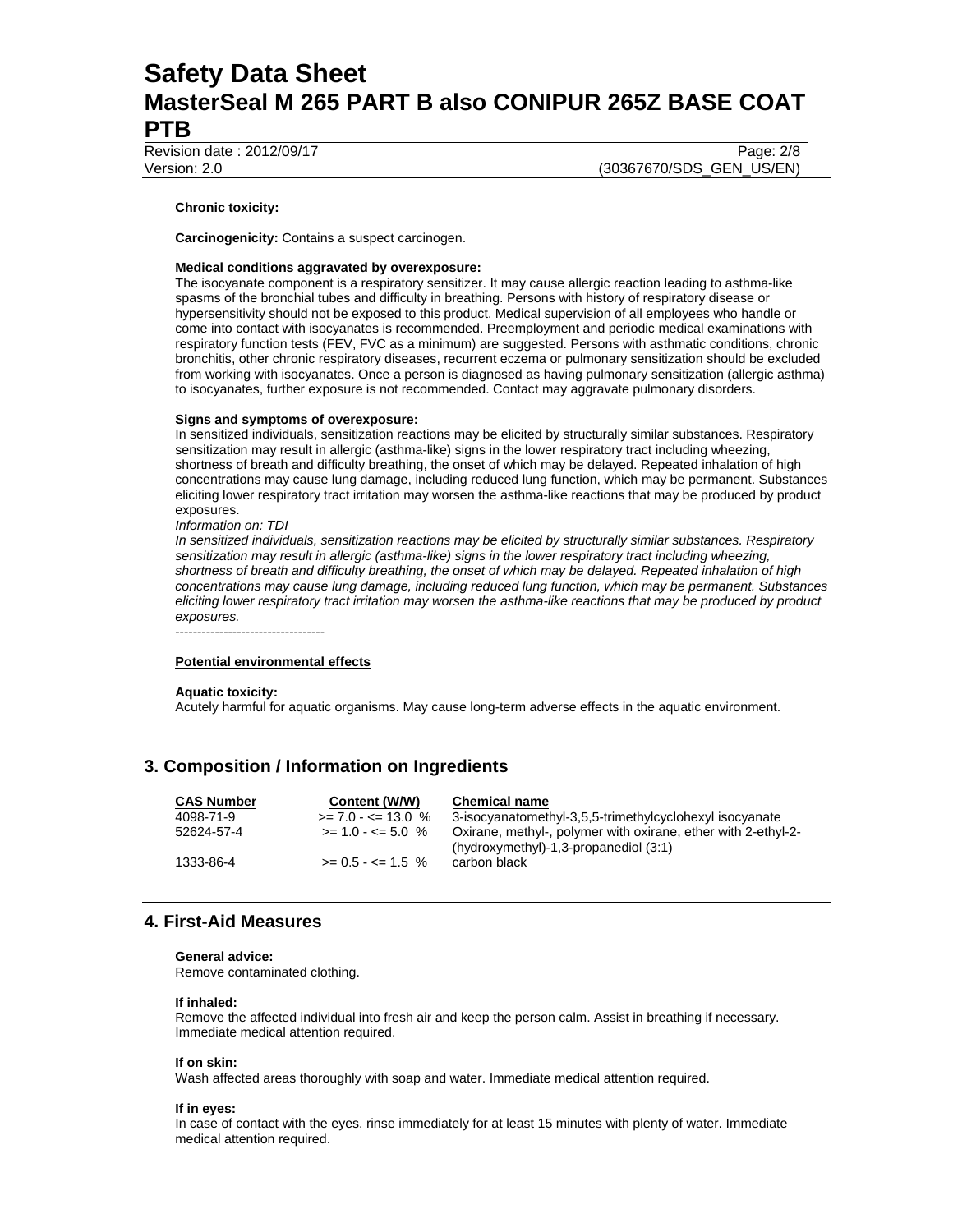**Chronic toxicity:**

**Carcinogenicity:** Contains a suspect carcinogen.

**Medical conditions aggravated by overexposure:**
The isocyanate component is a respiratory sensitizer. It may cause allergic reaction leading to asthma-like spasms of the bronchial tubes and difficulty in breathing. Persons with history of respiratory disease or hypersensitivity should not be exposed to this product. Medical supervision of all employees who handle or come into contact with isocyanates is recommended. Preemployment and periodic medical examinations with respiratory function tests (FEV, FVC as a minimum) are suggested. Persons with asthmatic conditions, chronic bronchitis, other chronic respiratory diseases, recurrent eczema or pulmonary sensitization should be excluded from working with isocyanates. Once a person is diagnosed as having pulmonary sensitization (allergic asthma) to isocyanates, further exposure is not recommended. Contact may aggravate pulmonary disorders.

**Signs and symptoms of overexposure:**
In sensitized individuals, sensitization reactions may be elicited by structurally similar substances. Respiratory sensitization may result in allergic (asthma-like) signs in the lower respiratory tract including wheezing, shortness of breath and difficulty breathing, the onset of which may be delayed. Repeated inhalation of high concentrations may cause lung damage, including reduced lung function, which may be permanent. Substances eliciting lower respiratory tract irritation may worsen the asthma-like reactions that may be produced by product exposures.

*Information on: TDI*

*In sensitized individuals, sensitization reactions may be elicited by structurally similar substances. Respiratory sensitization may result in allergic (asthma-like) signs in the lower respiratory tract including wheezing, shortness of breath and difficulty breathing, the onset of which may be delayed. Repeated inhalation of high concentrations may cause lung damage, including reduced lung function, which may be permanent. Substances eliciting lower respiratory tract irritation may worsen the asthma-like reactions that may be produced by product exposures.*

----------------------------------

**Potential environmental effects**

**Aquatic toxicity:**
Acutely harmful for aquatic organisms. May cause long-term adverse effects in the aquatic environment.

## 3. Composition / Information on Ingredients

| CAS Number | Content (W/W) | Chemical name |
|---|---|---|
| 4098-71-9 | >= 7.0 - <= 13.0 % | 3-isocyanatomethyl-3,5,5-trimethylcyclohexyl isocyanate |
| 52624-57-4 | >= 1.0 - <= 5.0 % | Oxirane, methyl-, polymer with oxirane, ether with 2-ethyl-2-(hydroxymethyl)-1,3-propanediol (3:1) |
| 1333-86-4 | >= 0.5 - <= 1.5 % | carbon black |

## 4. First-Aid Measures

**General advice:**
Remove contaminated clothing.

**If inhaled:**
Remove the affected individual into fresh air and keep the person calm. Assist in breathing if necessary. Immediate medical attention required.

**If on skin:**
Wash affected areas thoroughly with soap and water. Immediate medical attention required.

**If in eyes:**
In case of contact with the eyes, rinse immediately for at least 15 minutes with plenty of water. Immediate medical attention required.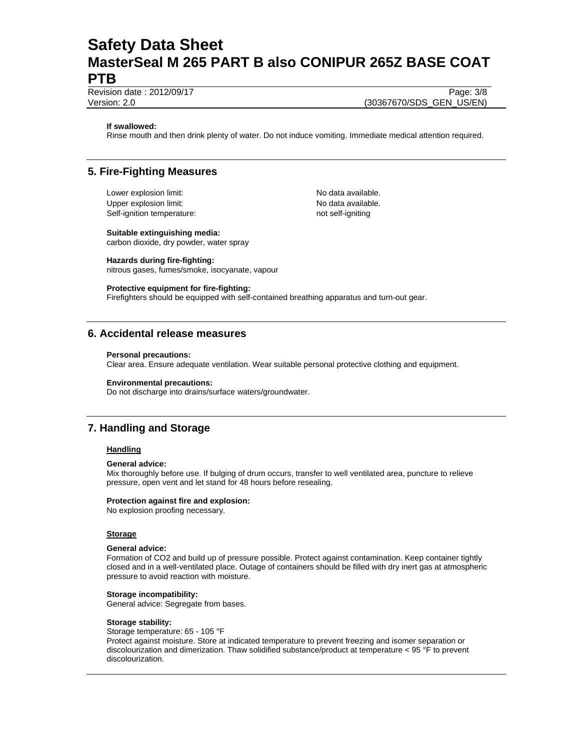**If swallowed:**
Rinse mouth and then drink plenty of water. Do not induce vomiting. Immediate medical attention required.

## 5. Fire-Fighting Measures

| | |
|---|---|
| Lower explosion limit: | No data available. |
| Upper explosion limit: | No data available. |
| Self-ignition temperature: | not self-igniting |

**Suitable extinguishing media:**
carbon dioxide, dry powder, water spray

**Hazards during fire-fighting:**
nitrous gases, fumes/smoke, isocyanate, vapour

**Protective equipment for fire-fighting:**
Firefighters should be equipped with self-contained breathing apparatus and turn-out gear.

## 6. Accidental release measures

**Personal precautions:**
Clear area. Ensure adequate ventilation. Wear suitable personal protective clothing and equipment.

**Environmental precautions:**
Do not discharge into drains/surface waters/groundwater.

## 7. Handling and Storage

### Handling

**General advice:**
Mix thoroughly before use. If bulging of drum occurs, transfer to well ventilated area, puncture to relieve pressure, open vent and let stand for 48 hours before resealing.

**Protection against fire and explosion:**
No explosion proofing necessary.

### Storage

**General advice:**
Formation of $CO_2$ and build up of pressure possible. Protect against contamination. Keep container tightly closed and in a well-ventilated place. Outage of containers should be filled with dry inert gas at atmospheric pressure to avoid reaction with moisture.

**Storage incompatibility:**
General advice: Segregate from bases.

**Storage stability:**
Storage temperature: 65 - 105 °F
Protect against moisture. Store at indicated temperature to prevent freezing and isomer separation or discolourization and dimerization. Thaw solidified substance/product at temperature < 95 °F to prevent discolourization.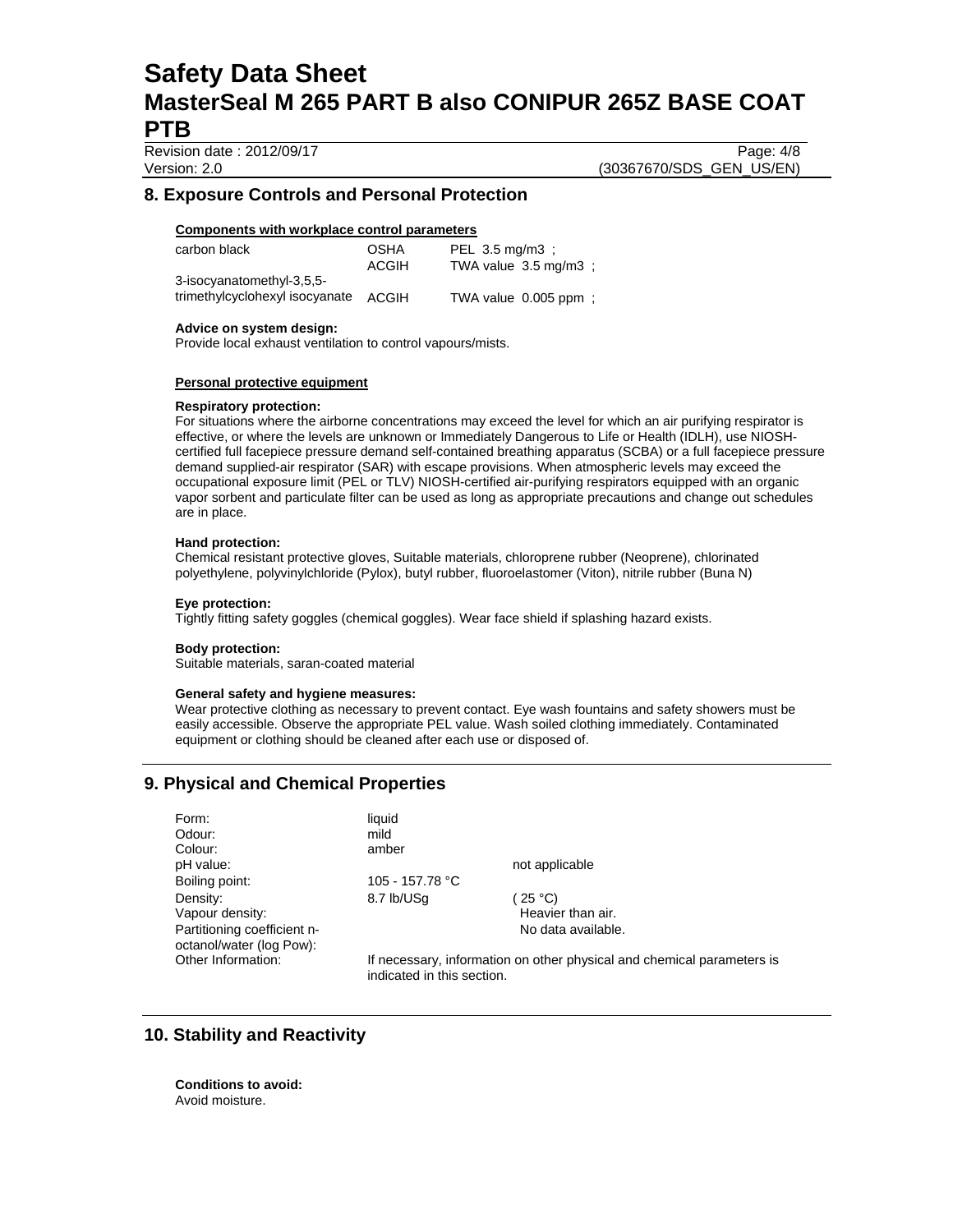## 8. Exposure Controls and Personal Protection

**Components with workplace control parameters**

| | | |
|---|---|---|
| carbon black | OSHA | PEL 3.5 mg/m3 ; |
| | ACGIH | TWA value 3.5 mg/m3 ; |
| 3-isocyanatomethyl-3,5,5-trimethylcyclohexyl isocyanate | ACGIH | TWA value 0.005 ppm ; |

**Advice on system design:**
Provide local exhaust ventilation to control vapours/mists.

**Personal protective equipment**

**Respiratory protection:**
For situations where the airborne concentrations may exceed the level for which an air purifying respirator is effective, or where the levels are unknown or Immediately Dangerous to Life or Health (IDLH), use NIOSH-certified full facepiece pressure demand self-contained breathing apparatus (SCBA) or a full facepiece pressure demand supplied-air respirator (SAR) with escape provisions. When atmospheric levels may exceed the occupational exposure limit (PEL or TLV) NIOSH-certified air-purifying respirators equipped with an organic vapor sorbent and particulate filter can be used as long as appropriate precautions and change out schedules are in place.

**Hand protection:**
Chemical resistant protective gloves, Suitable materials, chloroprene rubber (Neoprene), chlorinated polyethylene, polyvinylchloride (Pylox), butyl rubber, fluoroelastomer (Viton), nitrile rubber (Buna N)

**Eye protection:**
Tightly fitting safety goggles (chemical goggles). Wear face shield if splashing hazard exists.

**Body protection:**
Suitable materials, saran-coated material

**General safety and hygiene measures:**
Wear protective clothing as necessary to prevent contact. Eye wash fountains and safety showers must be easily accessible. Observe the appropriate PEL value. Wash soiled clothing immediately. Contaminated equipment or clothing should be cleaned after each use or disposed of.

## 9. Physical and Chemical Properties

| | | |
|---|---|---|
| Form: | liquid | |
| Odour: | mild | |
| Colour: | amber | |
| pH value: | | not applicable |
| Boiling point: | 105 - 157.78 °C | |
| Density: | 8.7 lb/USg | ( 25 °C) |
| Vapour density: | | Heavier than air. |
| Partitioning coefficient n-octanol/water (log Pow): | | No data available. |
| Other Information: | If necessary, information on other physical and chemical parameters is indicated in this section. | |

## 10. Stability and Reactivity

**Conditions to avoid:**
Avoid moisture.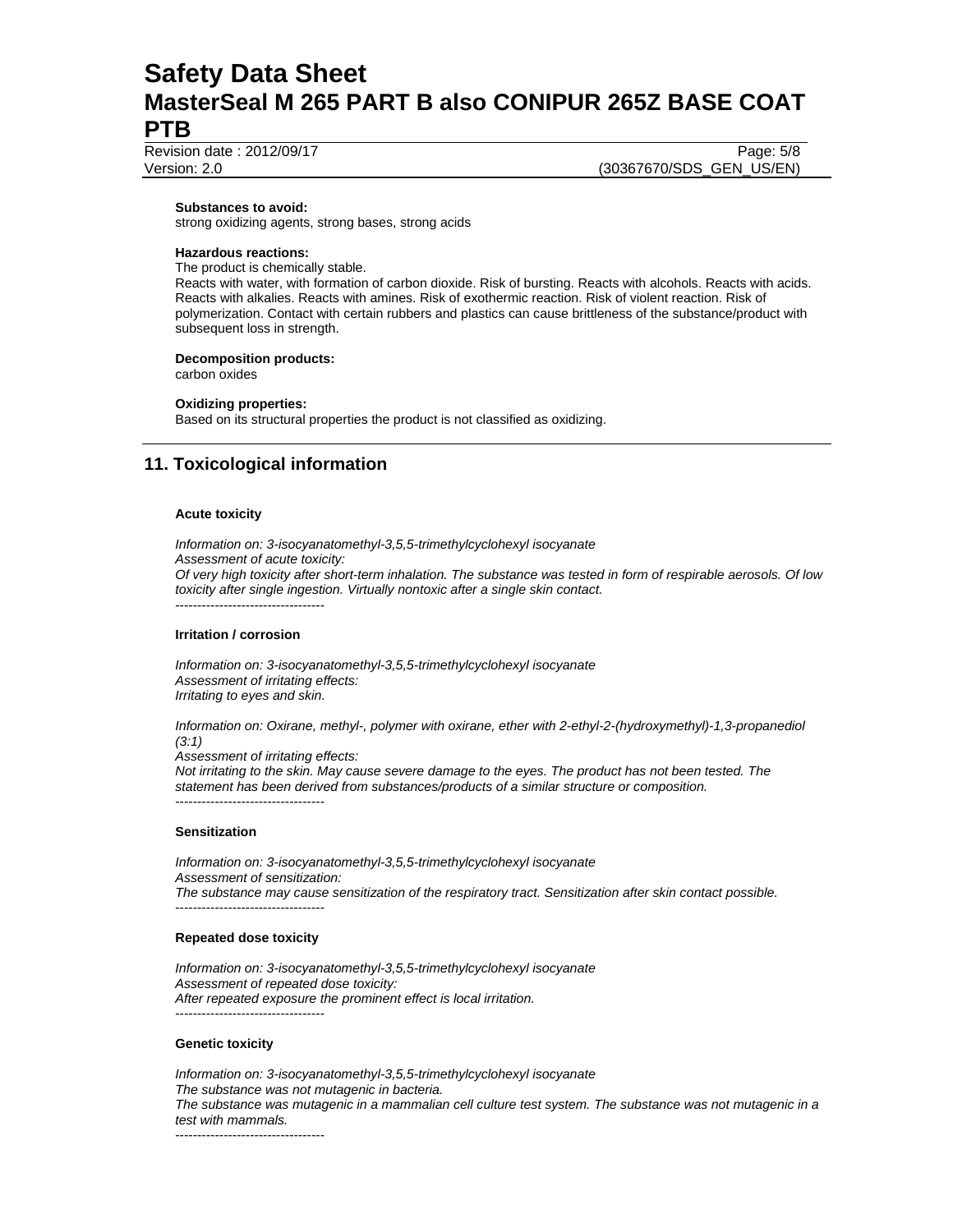**Substances to avoid:**
strong oxidizing agents, strong bases, strong acids

**Hazardous reactions:**
The product is chemically stable.
Reacts with water, with formation of carbon dioxide. Risk of bursting. Reacts with alcohols. Reacts with acids. Reacts with alkalies. Reacts with amines. Risk of exothermic reaction. Risk of violent reaction. Risk of polymerization. Contact with certain rubbers and plastics can cause brittleness of the substance/product with subsequent loss in strength.

**Decomposition products:**
carbon oxides

**Oxidizing properties:**
Based on its structural properties the product is not classified as oxidizing.

## 11. Toxicological information

**Acute toxicity**

*Information on: 3-isocyanatomethyl-3,5,5-trimethylcyclohexyl isocyanate*
*Assessment of acute toxicity:*
*Of very high toxicity after short-term inhalation. The substance was tested in form of respirable aerosols. Of low toxicity after single ingestion. Virtually nontoxic after a single skin contact.*
----------------------------------

**Irritation / corrosion**

*Information on: 3-isocyanatomethyl-3,5,5-trimethylcyclohexyl isocyanate*
*Assessment of irritating effects:*
*Irritating to eyes and skin.*

*Information on: Oxirane, methyl-, polymer with oxirane, ether with 2-ethyl-2-(hydroxymethyl)-1,3-propanediol (3:1)*
*Assessment of irritating effects:*
*Not irritating to the skin. May cause severe damage to the eyes. The product has not been tested. The statement has been derived from substances/products of a similar structure or composition.*
----------------------------------

**Sensitization**

*Information on: 3-isocyanatomethyl-3,5,5-trimethylcyclohexyl isocyanate*
*Assessment of sensitization:*
*The substance may cause sensitization of the respiratory tract. Sensitization after skin contact possible.*
----------------------------------

**Repeated dose toxicity**

*Information on: 3-isocyanatomethyl-3,5,5-trimethylcyclohexyl isocyanate*
*Assessment of repeated dose toxicity:*
*After repeated exposure the prominent effect is local irritation.*
----------------------------------

**Genetic toxicity**

*Information on: 3-isocyanatomethyl-3,5,5-trimethylcyclohexyl isocyanate*
*The substance was not mutagenic in bacteria.*
*The substance was mutagenic in a mammalian cell culture test system. The substance was not mutagenic in a test with mammals.*
----------------------------------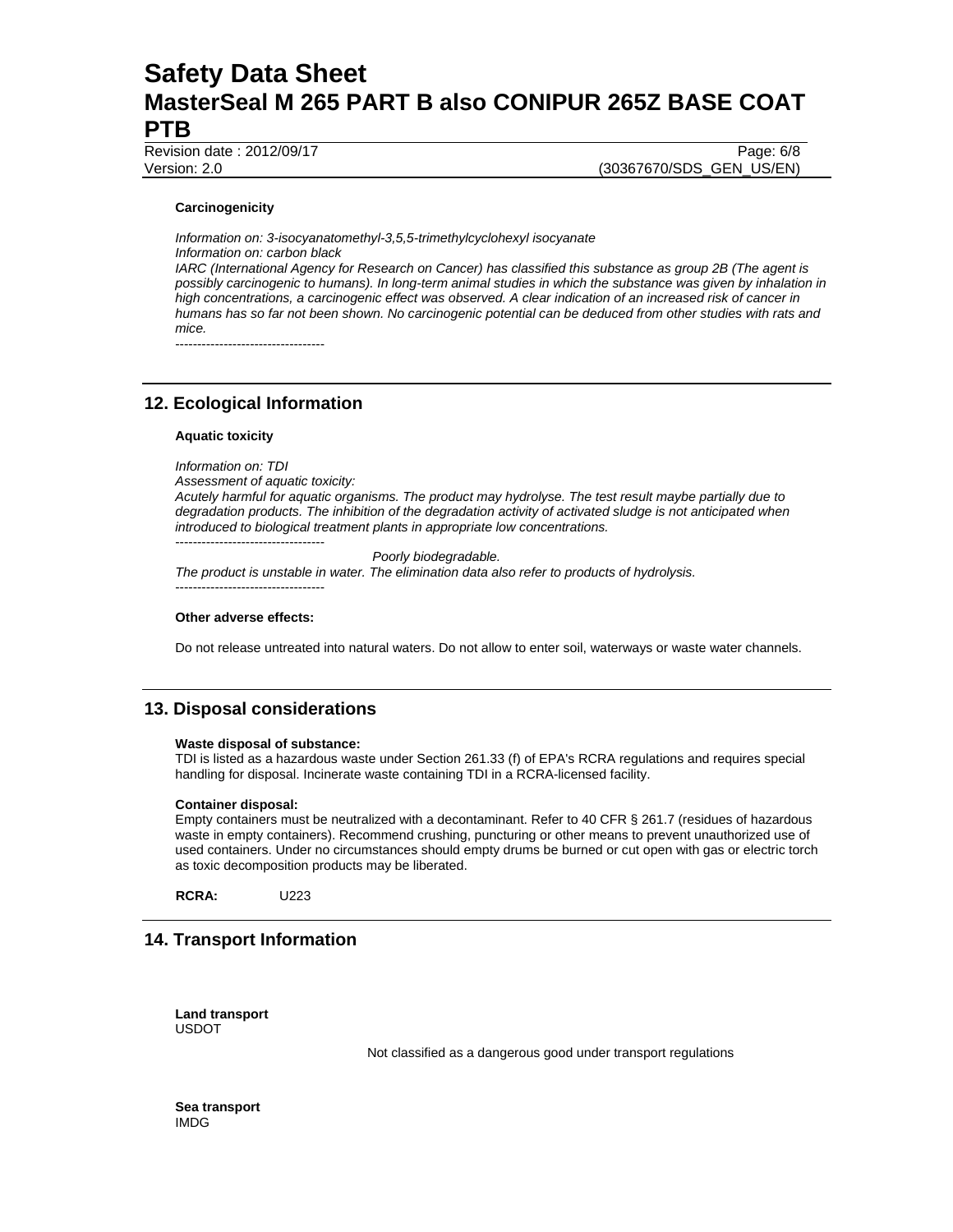**Carcinogenicity**

*Information on: 3-isocyanatomethyl-3,5,5-trimethylcyclohexyl isocyanate*
*Information on: carbon black*
*IARC (International Agency for Research on Cancer) has classified this substance as group 2B (The agent is possibly carcinogenic to humans). In long-term animal studies in which the substance was given by inhalation in high concentrations, a carcinogenic effect was observed. A clear indication of an increased risk of cancer in humans has so far not been shown. No carcinogenic potential can be deduced from other studies with rats and mice.*
----------------------------------

## 12. Ecological Information

**Aquatic toxicity**

*Information on: TDI*
*Assessment of aquatic toxicity:*
*Acutely harmful for aquatic organisms. The product may hydrolyse. The test result maybe partially due to degradation products. The inhibition of the degradation activity of activated sludge is not anticipated when introduced to biological treatment plants in appropriate low concentrations.*
----------------------------------

*Poorly biodegradable.*
*The product is unstable in water. The elimination data also refer to products of hydrolysis.*
----------------------------------

**Other adverse effects:**

Do not release untreated into natural waters. Do not allow to enter soil, waterways or waste water channels.

## 13. Disposal considerations

**Waste disposal of substance:**
TDI is listed as a hazardous waste under Section 261.33 (f) of EPA's RCRA regulations and requires special handling for disposal. Incinerate waste containing TDI in a RCRA-licensed facility.

**Container disposal:**
Empty containers must be neutralized with a decontaminant. Refer to 40 CFR § 261.7 (residues of hazardous waste in empty containers). Recommend crushing, puncturing or other means to prevent unauthorized use of used containers. Under no circumstances should empty drums be burned or cut open with gas or electric torch as toxic decomposition products may be liberated.

**RCRA:** U223

## 14. Transport Information

**Land transport**
USDOT

Not classified as a dangerous good under transport regulations

**Sea transport**
IMDG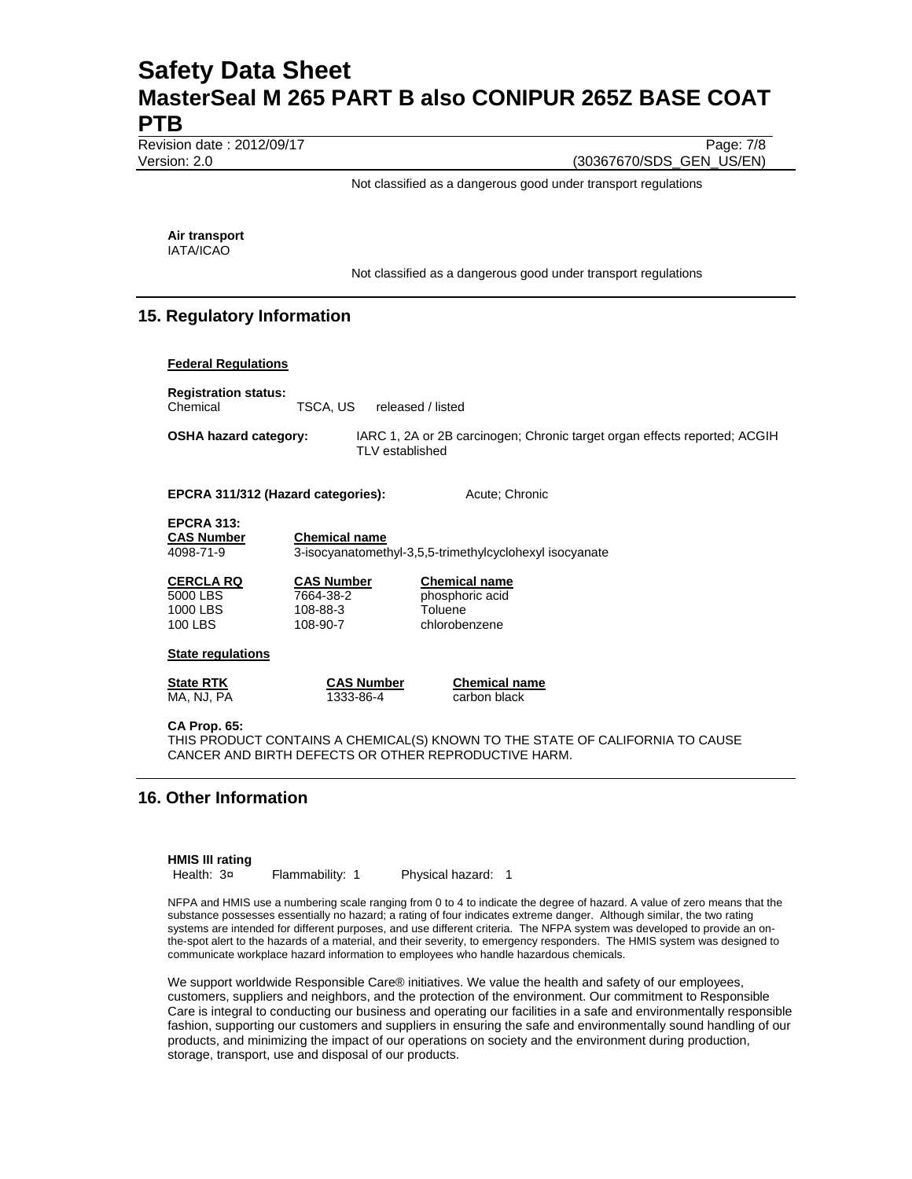Not classified as a dangerous good under transport regulations

**Air transport**
IATA/ICAO

Not classified as a dangerous good under transport regulations

## 15. Regulatory Information

**Federal Regulations**

**Registration status:**
Chemical TSCA, US released / listed

**OSHA hazard category:** IARC 1, 2A or 2B carcinogen; Chronic target organ effects reported; ACGIH TLV established

**EPCRA 311/312 (Hazard categories):** Acute; Chronic

**EPCRA 313:**

| CAS Number | Chemical name |
| --- | --- |
| 4098-71-9 | 3-isocyanatomethyl-3,5,5-trimethylcyclohexyl isocyanate |

| CERCLA RQ | CAS Number | Chemical name |
| --- | --- | --- |
| 5000 LBS | 7664-38-2 | phosphoric acid |
| 1000 LBS | 108-88-3 | Toluene |
| 100 LBS | 108-90-7 | chlorobenzene |

**State regulations**

| State RTK | CAS Number | Chemical name |
| --- | --- | --- |
| MA, NJ, PA | 1333-86-4 | carbon black |

**CA Prop. 65:**
THIS PRODUCT CONTAINS A CHEMICAL(S) KNOWN TO THE STATE OF CALIFORNIA TO CAUSE CANCER AND BIRTH DEFECTS OR OTHER REPRODUCTIVE HARM.

## 16. Other Information

**HMIS III rating**
Health: 3¤ Flammability: 1 Physical hazard: 1

NFPA and HMIS use a numbering scale ranging from 0 to 4 to indicate the degree of hazard. A value of zero means that the substance possesses essentially no hazard; a rating of four indicates extreme danger. Although similar, the two rating systems are intended for different purposes, and use different criteria. The NFPA system was developed to provide an on-the-spot alert to the hazards of a material, and their severity, to emergency responders. The HMIS system was designed to communicate workplace hazard information to employees who handle hazardous chemicals.

We support worldwide Responsible Care® initiatives. We value the health and safety of our employees, customers, suppliers and neighbors, and the protection of the environment. Our commitment to Responsible Care is integral to conducting our business and operating our facilities in a safe and environmentally responsible fashion, supporting our customers and suppliers in ensuring the safe and environmentally sound handling of our products, and minimizing the impact of our operations on society and the environment during production, storage, transport, use and disposal of our products.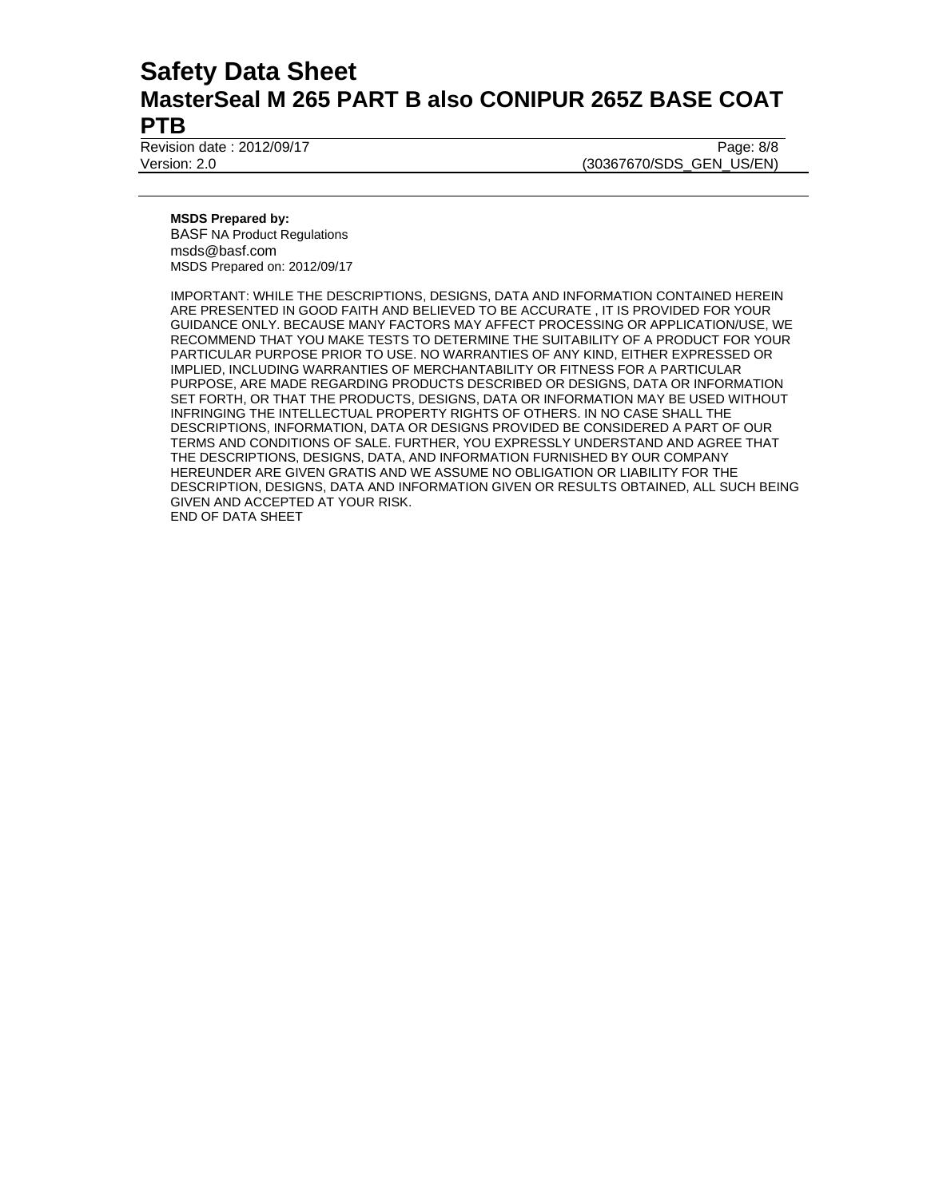**MSDS Prepared by:**
BASF NA Product Regulations
msds@basf.com
MSDS Prepared on: 2012/09/17

IMPORTANT: WHILE THE DESCRIPTIONS, DESIGNS, DATA AND INFORMATION CONTAINED HEREIN ARE PRESENTED IN GOOD FAITH AND BELIEVED TO BE ACCURATE , IT IS PROVIDED FOR YOUR GUIDANCE ONLY. BECAUSE MANY FACTORS MAY AFFECT PROCESSING OR APPLICATION/USE, WE RECOMMEND THAT YOU MAKE TESTS TO DETERMINE THE SUITABILITY OF A PRODUCT FOR YOUR PARTICULAR PURPOSE PRIOR TO USE. NO WARRANTIES OF ANY KIND, EITHER EXPRESSED OR IMPLIED, INCLUDING WARRANTIES OF MERCHANTABILITY OR FITNESS FOR A PARTICULAR PURPOSE, ARE MADE REGARDING PRODUCTS DESCRIBED OR DESIGNS, DATA OR INFORMATION SET FORTH, OR THAT THE PRODUCTS, DESIGNS, DATA OR INFORMATION MAY BE USED WITHOUT INFRINGING THE INTELLECTUAL PROPERTY RIGHTS OF OTHERS. IN NO CASE SHALL THE DESCRIPTIONS, INFORMATION, DATA OR DESIGNS PROVIDED BE CONSIDERED A PART OF OUR TERMS AND CONDITIONS OF SALE. FURTHER, YOU EXPRESSLY UNDERSTAND AND AGREE THAT THE DESCRIPTIONS, DESIGNS, DATA, AND INFORMATION FURNISHED BY OUR COMPANY HEREUNDER ARE GIVEN GRATIS AND WE ASSUME NO OBLIGATION OR LIABILITY FOR THE DESCRIPTION, DESIGNS, DATA AND INFORMATION GIVEN OR RESULTS OBTAINED, ALL SUCH BEING GIVEN AND ACCEPTED AT YOUR RISK.
END OF DATA SHEET